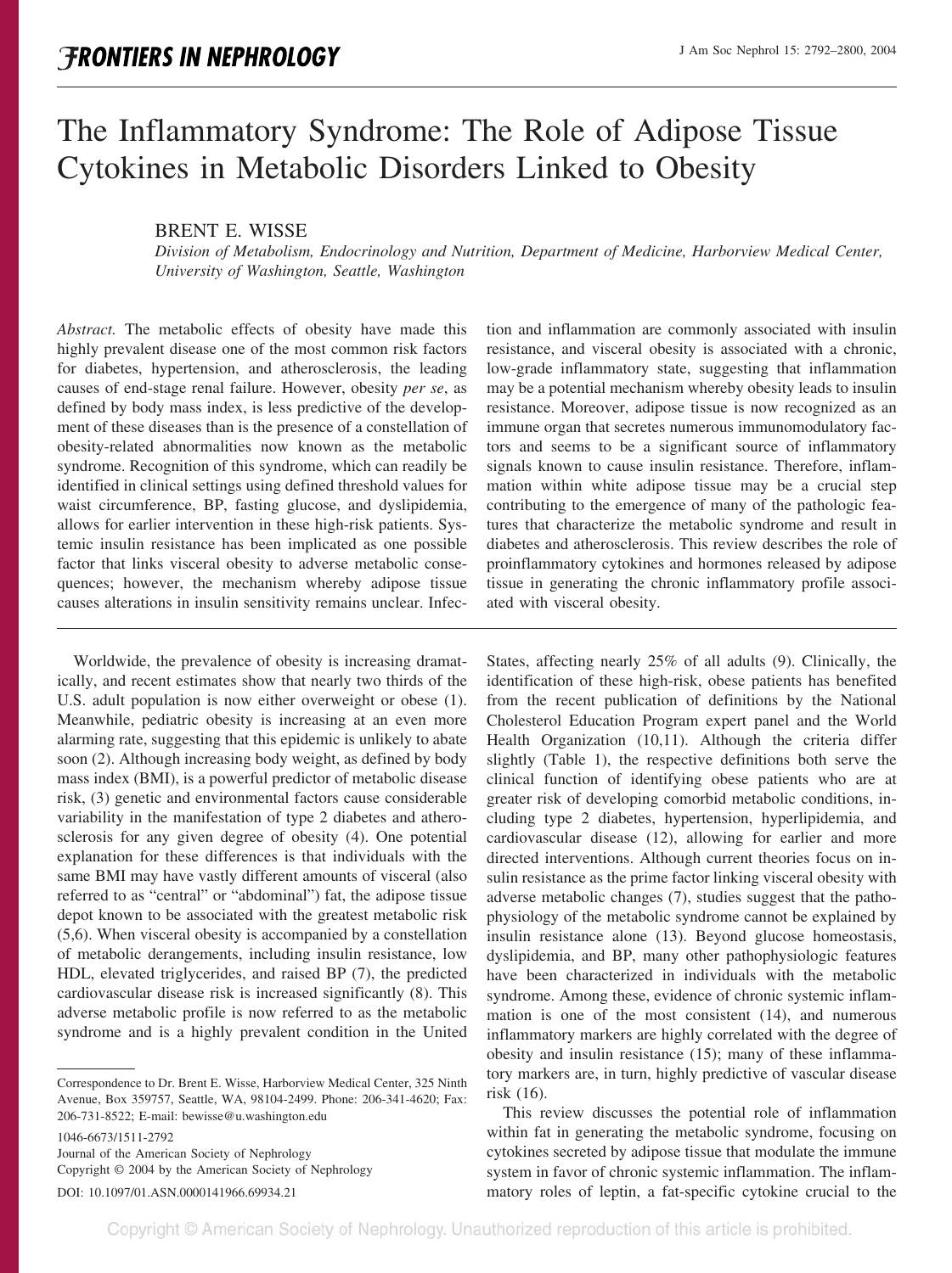# The Inflammatory Syndrome: The Role of Adipose Tissue Cytokines in Metabolic Disorders Linked to Obesity

BRENT E. WISSE

*Division of Metabolism, Endocrinology and Nutrition, Department of Medicine, Harborview Medical Center, University of Washington, Seattle, Washington*

*Abstract.* The metabolic effects of obesity have made this highly prevalent disease one of the most common risk factors for diabetes, hypertension, and atherosclerosis, the leading causes of end-stage renal failure. However, obesity *per se*, as defined by body mass index, is less predictive of the development of these diseases than is the presence of a constellation of obesity-related abnormalities now known as the metabolic syndrome. Recognition of this syndrome, which can readily be identified in clinical settings using defined threshold values for waist circumference, BP, fasting glucose, and dyslipidemia, allows for earlier intervention in these high-risk patients. Systemic insulin resistance has been implicated as one possible factor that links visceral obesity to adverse metabolic consequences; however, the mechanism whereby adipose tissue causes alterations in insulin sensitivity remains unclear. Infection and inflammation are commonly associated with insulin resistance, and visceral obesity is associated with a chronic, low-grade inflammatory state, suggesting that inflammation may be a potential mechanism whereby obesity leads to insulin resistance. Moreover, adipose tissue is now recognized as an immune organ that secretes numerous immunomodulatory factors and seems to be a significant source of inflammatory signals known to cause insulin resistance. Therefore, inflammation within white adipose tissue may be a crucial step contributing to the emergence of many of the pathologic features that characterize the metabolic syndrome and result in diabetes and atherosclerosis. This review describes the role of proinflammatory cytokines and hormones released by adipose tissue in generating the chronic inflammatory profile associated with visceral obesity.

Worldwide, the prevalence of obesity is increasing dramatically, and recent estimates show that nearly two thirds of the U.S. adult population is now either overweight or obese (1). Meanwhile, pediatric obesity is increasing at an even more alarming rate, suggesting that this epidemic is unlikely to abate soon (2). Although increasing body weight, as defined by body mass index (BMI), is a powerful predictor of metabolic disease risk, (3) genetic and environmental factors cause considerable variability in the manifestation of type 2 diabetes and atherosclerosis for any given degree of obesity (4). One potential explanation for these differences is that individuals with the same BMI may have vastly different amounts of visceral (also referred to as "central" or "abdominal") fat, the adipose tissue depot known to be associated with the greatest metabolic risk (5,6). When visceral obesity is accompanied by a constellation of metabolic derangements, including insulin resistance, low HDL, elevated triglycerides, and raised BP (7), the predicted cardiovascular disease risk is increased significantly (8). This adverse metabolic profile is now referred to as the metabolic syndrome and is a highly prevalent condition in the United States, affecting nearly 25% of all adults (9). Clinically, the identification of these high-risk, obese patients has benefited from the recent publication of definitions by the National Cholesterol Education Program expert panel and the World Health Organization (10,11). Although the criteria differ slightly (Table 1), the respective definitions both serve the clinical function of identifying obese patients who are at greater risk of developing comorbid metabolic conditions, including type 2 diabetes, hypertension, hyperlipidemia, and cardiovascular disease (12), allowing for earlier and more directed interventions. Although current theories focus on insulin resistance as the prime factor linking visceral obesity with adverse metabolic changes (7), studies suggest that the pathophysiology of the metabolic syndrome cannot be explained by insulin resistance alone (13). Beyond glucose homeostasis, dyslipidemia, and BP, many other pathophysiologic features have been characterized in individuals with the metabolic syndrome. Among these, evidence of chronic systemic inflammation is one of the most consistent (14), and numerous inflammatory markers are highly correlated with the degree of obesity and insulin resistance (15); many of these inflammatory markers are, in turn, highly predictive of vascular disease risk (16).

This review discusses the potential role of inflammation within fat in generating the metabolic syndrome, focusing on cytokines secreted by adipose tissue that modulate the immune system in favor of chronic systemic inflammation. The inflammatory roles of leptin, a fat-specific cytokine crucial to the

---

Correspondence to Dr. Brent E. Wisse, Harborview Medical Center, 325 Ninth Avenue, Box 359757, Seattle, WA, 98104-2499. Phone: 206-341-4620; Fax: 206-731-8522; E-mail: bewisse@u.washington.edu

1046-6673/1511-2792
Journal of the American Society of Nephrology
Copyright © 2004 by the American Society of Nephrology

DOI: 10.1097/01.ASN.0000141966.69934.21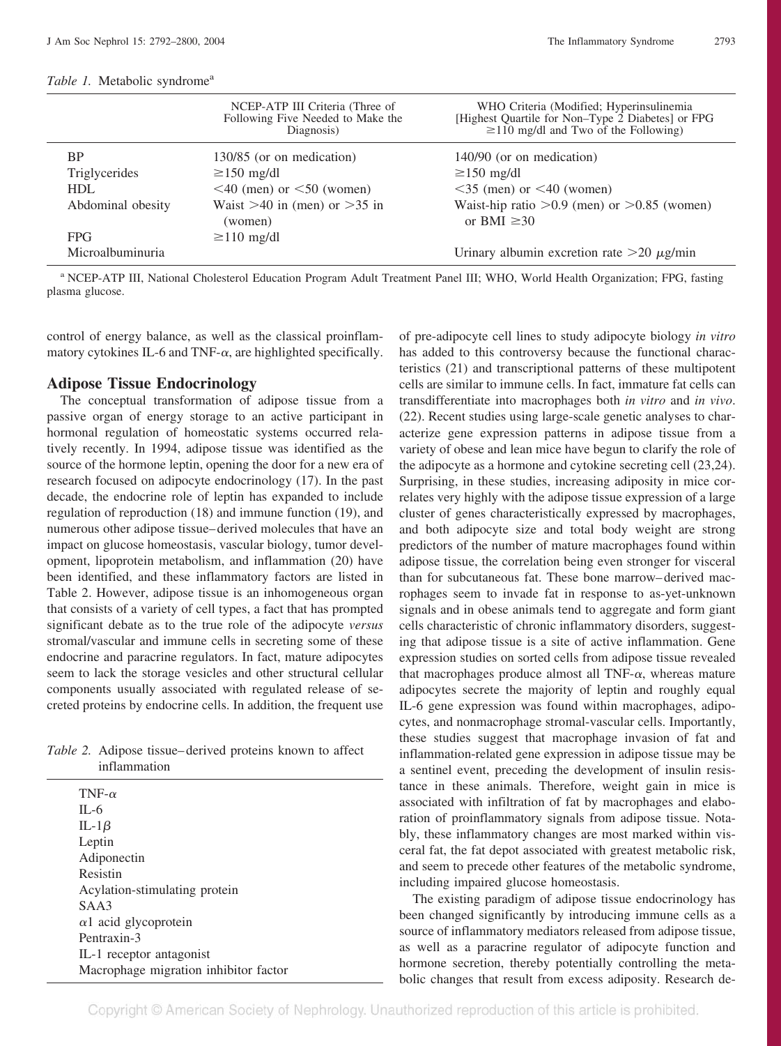*Table 1.* Metabolic syndrome[a]

| | NCEP-ATP III Criteria (Three of Following Five Needed to Make the Diagnosis) | WHO Criteria (Modified; Hyperinsulinemia [Highest Quartile for Non–Type 2 Diabetes] or FPG ≥110 mg/dl and Two of the Following) |
|---|---|---|
| BP | 130/85 (or on medication) | 140/90 (or on medication) |
| Triglycerides | ≥150 mg/dl | ≥150 mg/dl |
| HDL | <40 (men) or <50 (women) | <35 (men) or <40 (women) |
| Abdominal obesity | Waist >40 in (men) or >35 in (women) | Waist-hip ratio >0.9 (men) or >0.85 (women) or BMI ≥30 |
| FPG | ≥110 mg/dl | |
| Microalbuminuria | | Urinary albumin excretion rate >20 μg/min |

[a] NCEP-ATP III, National Cholesterol Education Program Adult Treatment Panel III; WHO, World Health Organization; FPG, fasting plasma glucose.

control of energy balance, as well as the classical proinflammatory cytokines IL-6 and TNF-α, are highlighted specifically.

## Adipose Tissue Endocrinology

The conceptual transformation of adipose tissue from a passive organ of energy storage to an active participant in hormonal regulation of homeostatic systems occurred relatively recently. In 1994, adipose tissue was identified as the source of the hormone leptin, opening the door for a new era of research focused on adipocyte endocrinology (17). In the past decade, the endocrine role of leptin has expanded to include regulation of reproduction (18) and immune function (19), and numerous other adipose tissue–derived molecules that have an impact on glucose homeostasis, vascular biology, tumor development, lipoprotein metabolism, and inflammation (20) have been identified, and these inflammatory factors are listed in Table 2. However, adipose tissue is an inhomogeneous organ that consists of a variety of cell types, a fact that has prompted significant debate as to the true role of the adipocyte *versus* stromal/vascular and immune cells in secreting some of these endocrine and paracrine regulators. In fact, mature adipocytes seem to lack the storage vesicles and other structural cellular components usually associated with regulated release of secreted proteins by endocrine cells. In addition, the frequent use of pre-adipocyte cell lines to study adipocyte biology *in vitro* has added to this controversy because the functional characteristics (21) and transcriptional patterns of these multipotent cells are similar to immune cells. In fact, immature fat cells can transdifferentiate into macrophages both *in vitro* and *in vivo*. (22). Recent studies using large-scale genetic analyses to characterize gene expression patterns in adipose tissue from a variety of obese and lean mice have begun to clarify the role of the adipocyte as a hormone and cytokine secreting cell (23,24). Surprising, in these studies, increasing adiposity in mice correlates very highly with the adipose tissue expression of a large cluster of genes characteristically expressed by macrophages, and both adipocyte size and total body weight are strong predictors of the number of mature macrophages found within adipose tissue, the correlation being even stronger for visceral than for subcutaneous fat. These bone marrow–derived macrophages seem to invade fat in response to as-yet-unknown signals and in obese animals tend to aggregate and form giant cells characteristic of chronic inflammatory disorders, suggesting that adipose tissue is a site of active inflammation. Gene expression studies on sorted cells from adipose tissue revealed that macrophages produce almost all TNF-α, whereas mature adipocytes secrete the majority of leptin and roughly equal IL-6 gene expression was found within macrophages, adipocytes, and nonmacrophage stromal-vascular cells. Importantly, these studies suggest that macrophage invasion of fat and inflammation-related gene expression in adipose tissue may be a sentinel event, preceding the development of insulin resistance in these animals. Therefore, weight gain in mice is associated with infiltration of fat by macrophages and elaboration of proinflammatory signals from adipose tissue. Notably, these inflammatory changes are most marked within visceral fat, the fat depot associated with greatest metabolic risk, and seem to precede other features of the metabolic syndrome, including impaired glucose homeostasis.

*Table 2.* Adipose tissue–derived proteins known to affect inflammation

| |
|---|
| TNF-α |
| IL-6 |
| IL-1β |
| Leptin |
| Adiponectin |
| Resistin |
| Acylation-stimulating protein |
| SAA3 |
| α1 acid glycoprotein |
| Pentraxin-3 |
| IL-1 receptor antagonist |
| Macrophage migration inhibitor factor |

The existing paradigm of adipose tissue endocrinology has been changed significantly by introducing immune cells as a source of inflammatory mediators released from adipose tissue, as well as a paracrine regulator of adipocyte function and hormone secretion, thereby potentially controlling the metabolic changes that result from excess adiposity. Research de-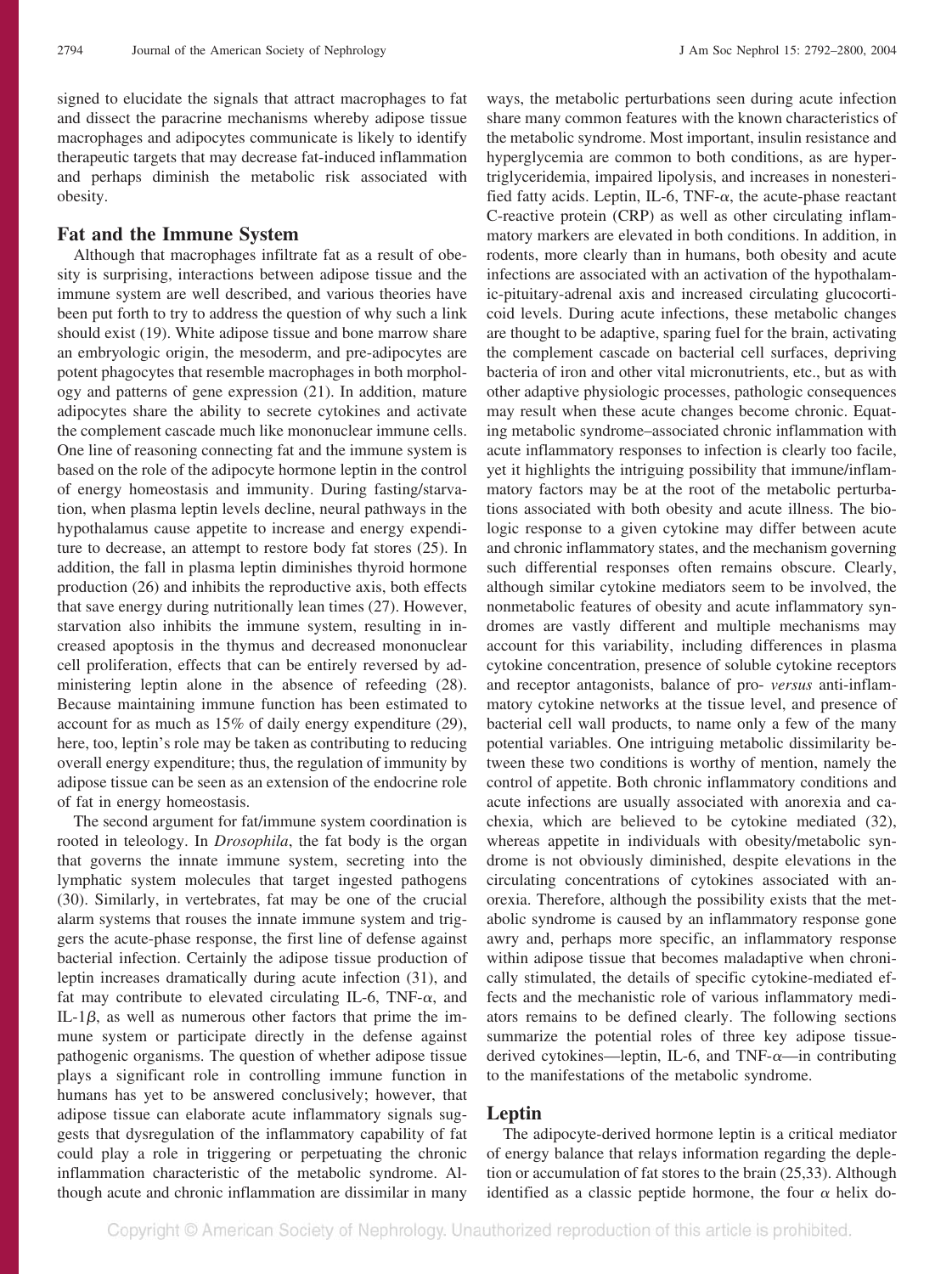signed to elucidate the signals that attract macrophages to fat and dissect the paracrine mechanisms whereby adipose tissue macrophages and adipocytes communicate is likely to identify therapeutic targets that may decrease fat-induced inflammation and perhaps diminish the metabolic risk associated with obesity.

## Fat and the Immune System

Although that macrophages infiltrate fat as a result of obesity is surprising, interactions between adipose tissue and the immune system are well described, and various theories have been put forth to try to address the question of why such a link should exist (19). White adipose tissue and bone marrow share an embryologic origin, the mesoderm, and pre-adipocytes are potent phagocytes that resemble macrophages in both morphology and patterns of gene expression (21). In addition, mature adipocytes share the ability to secrete cytokines and activate the complement cascade much like mononuclear immune cells. One line of reasoning connecting fat and the immune system is based on the role of the adipocyte hormone leptin in the control of energy homeostasis and immunity. During fasting/starvation, when plasma leptin levels decline, neural pathways in the hypothalamus cause appetite to increase and energy expenditure to decrease, an attempt to restore body fat stores (25). In addition, the fall in plasma leptin diminishes thyroid hormone production (26) and inhibits the reproductive axis, both effects that save energy during nutritionally lean times (27). However, starvation also inhibits the immune system, resulting in increased apoptosis in the thymus and decreased mononuclear cell proliferation, effects that can be entirely reversed by administering leptin alone in the absence of refeeding (28). Because maintaining immune function has been estimated to account for as much as 15% of daily energy expenditure (29), here, too, leptin's role may be taken as contributing to reducing overall energy expenditure; thus, the regulation of immunity by adipose tissue can be seen as an extension of the endocrine role of fat in energy homeostasis.

The second argument for fat/immune system coordination is rooted in teleology. In *Drosophila*, the fat body is the organ that governs the innate immune system, secreting into the lymphatic system molecules that target ingested pathogens (30). Similarly, in vertebrates, fat may be one of the crucial alarm systems that rouses the innate immune system and triggers the acute-phase response, the first line of defense against bacterial infection. Certainly the adipose tissue production of leptin increases dramatically during acute infection (31), and fat may contribute to elevated circulating IL-6, TNF-$\alpha$, and IL-1$\beta$, as well as numerous other factors that prime the immune system or participate directly in the defense against pathogenic organisms. The question of whether adipose tissue plays a significant role in controlling immune function in humans has yet to be answered conclusively; however, that adipose tissue can elaborate acute inflammatory signals suggests that dysregulation of the inflammatory capability of fat could play a role in triggering or perpetuating the chronic inflammation characteristic of the metabolic syndrome. Although acute and chronic inflammation are dissimilar in many ways, the metabolic perturbations seen during acute infection share many common features with the known characteristics of the metabolic syndrome. Most important, insulin resistance and hyperglycemia are common to both conditions, as are hypertriglyceridemia, impaired lipolysis, and increases in nonesterified fatty acids. Leptin, IL-6, TNF-$\alpha$, the acute-phase reactant C-reactive protein (CRP) as well as other circulating inflammatory markers are elevated in both conditions. In addition, in rodents, more clearly than in humans, both obesity and acute infections are associated with an activation of the hypothalamic-pituitary-adrenal axis and increased circulating glucocorticoid levels. During acute infections, these metabolic changes are thought to be adaptive, sparing fuel for the brain, activating the complement cascade on bacterial cell surfaces, depriving bacteria of iron and other vital micronutrients, etc., but as with other adaptive physiologic processes, pathologic consequences may result when these acute changes become chronic. Equating metabolic syndrome–associated chronic inflammation with acute inflammatory responses to infection is clearly too facile, yet it highlights the intriguing possibility that immune/inflammatory factors may be at the root of the metabolic perturbations associated with both obesity and acute illness. The biologic response to a given cytokine may differ between acute and chronic inflammatory states, and the mechanism governing such differential responses often remains obscure. Clearly, although similar cytokine mediators seem to be involved, the nonmetabolic features of obesity and acute inflammatory syndromes are vastly different and multiple mechanisms may account for this variability, including differences in plasma cytokine concentration, presence of soluble cytokine receptors and receptor antagonists, balance of pro- *versus* anti-inflammatory cytokine networks at the tissue level, and presence of bacterial cell wall products, to name only a few of the many potential variables. One intriguing metabolic dissimilarity between these two conditions is worthy of mention, namely the control of appetite. Both chronic inflammatory conditions and acute infections are usually associated with anorexia and cachexia, which are believed to be cytokine mediated (32), whereas appetite in individuals with obesity/metabolic syndrome is not obviously diminished, despite elevations in the circulating concentrations of cytokines associated with anorexia. Therefore, although the possibility exists that the metabolic syndrome is caused by an inflammatory response gone awry and, perhaps more specific, an inflammatory response within adipose tissue that becomes maladaptive when chronically stimulated, the details of specific cytokine-mediated effects and the mechanistic role of various inflammatory mediators remains to be defined clearly. The following sections summarize the potential roles of three key adipose tissue-derived cytokines—leptin, IL-6, and TNF-$\alpha$—in contributing to the manifestations of the metabolic syndrome.

## Leptin

The adipocyte-derived hormone leptin is a critical mediator of energy balance that relays information regarding the depletion or accumulation of fat stores to the brain (25,33). Although identified as a classic peptide hormone, the four $\alpha$ helix do-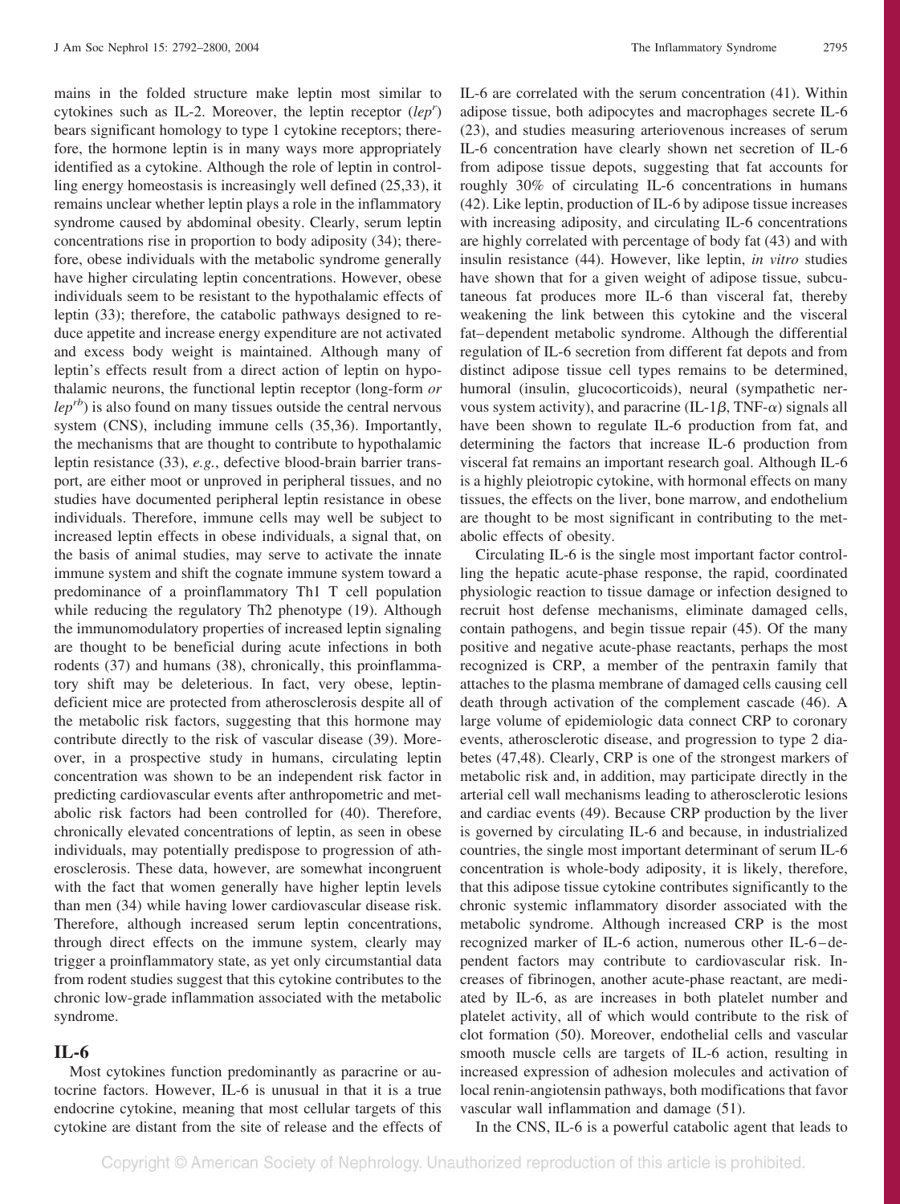mains in the folded structure make leptin most similar to cytokines such as IL-2. Moreover, the leptin receptor (*lep^r*) bears significant homology to type 1 cytokine receptors; therefore, the hormone leptin is in many ways more appropriately identified as a cytokine. Although the role of leptin in controlling energy homeostasis is increasingly well defined (25,33), it remains unclear whether leptin plays a role in the inflammatory syndrome caused by abdominal obesity. Clearly, serum leptin concentrations rise in proportion to body adiposity (34); therefore, obese individuals with the metabolic syndrome generally have higher circulating leptin concentrations. However, obese individuals seem to be resistant to the hypothalamic effects of leptin (33); therefore, the catabolic pathways designed to reduce appetite and increase energy expenditure are not activated and excess body weight is maintained. Although many of leptin's effects result from a direct action of leptin on hypothalamic neurons, the functional leptin receptor (long-form *or lep^rb*) is also found on many tissues outside the central nervous system (CNS), including immune cells (35,36). Importantly, the mechanisms that are thought to contribute to hypothalamic leptin resistance (33), *e.g.*, defective blood-brain barrier transport, are either moot or unproved in peripheral tissues, and no studies have documented peripheral leptin resistance in obese individuals. Therefore, immune cells may well be subject to increased leptin effects in obese individuals, a signal that, on the basis of animal studies, may serve to activate the innate immune system and shift the cognate immune system toward a predominance of a proinflammatory Th1 T cell population while reducing the regulatory Th2 phenotype (19). Although the immunomodulatory properties of increased leptin signaling are thought to be beneficial during acute infections in both rodents (37) and humans (38), chronically, this proinflammatory shift may be deleterious. In fact, very obese, leptin-deficient mice are protected from atherosclerosis despite all of the metabolic risk factors, suggesting that this hormone may contribute directly to the risk of vascular disease (39). Moreover, in a prospective study in humans, circulating leptin concentration was shown to be an independent risk factor in predicting cardiovascular events after anthropometric and metabolic risk factors had been controlled for (40). Therefore, chronically elevated concentrations of leptin, as seen in obese individuals, may potentially predispose to progression of atherosclerosis. These data, however, are somewhat incongruent with the fact that women generally have higher leptin levels than men (34) while having lower cardiovascular disease risk. Therefore, although increased serum leptin concentrations, through direct effects on the immune system, clearly may trigger a proinflammatory state, as yet only circumstantial data from rodent studies suggest that this cytokine contributes to the chronic low-grade inflammation associated with the metabolic syndrome.

## IL-6

Most cytokines function predominantly as paracrine or autocrine factors. However, IL-6 is unusual in that it is a true endocrine cytokine, meaning that most cellular targets of this cytokine are distant from the site of release and the effects of IL-6 are correlated with the serum concentration (41). Within adipose tissue, both adipocytes and macrophages secrete IL-6 (23), and studies measuring arteriovenous increases of serum IL-6 concentration have clearly shown net secretion of IL-6 from adipose tissue depots, suggesting that fat accounts for roughly 30% of circulating IL-6 concentrations in humans (42). Like leptin, production of IL-6 by adipose tissue increases with increasing adiposity, and circulating IL-6 concentrations are highly correlated with percentage of body fat (43) and with insulin resistance (44). However, like leptin, *in vitro* studies have shown that for a given weight of adipose tissue, subcutaneous fat produces more IL-6 than visceral fat, thereby weakening the link between this cytokine and the visceral fat–dependent metabolic syndrome. Although the differential regulation of IL-6 secretion from different fat depots and from distinct adipose tissue cell types remains to be determined, humoral (insulin, glucocorticoids), neural (sympathetic nervous system activity), and paracrine (IL-1$\beta$, TNF-$\alpha$) signals all have been shown to regulate IL-6 production from fat, and determining the factors that increase IL-6 production from visceral fat remains an important research goal. Although IL-6 is a highly pleiotropic cytokine, with hormonal effects on many tissues, the effects on the liver, bone marrow, and endothelium are thought to be most significant in contributing to the metabolic effects of obesity.

Circulating IL-6 is the single most important factor controlling the hepatic acute-phase response, the rapid, coordinated physiologic reaction to tissue damage or infection designed to recruit host defense mechanisms, eliminate damaged cells, contain pathogens, and begin tissue repair (45). Of the many positive and negative acute-phase reactants, perhaps the most recognized is CRP, a member of the pentraxin family that attaches to the plasma membrane of damaged cells causing cell death through activation of the complement cascade (46). A large volume of epidemiologic data connect CRP to coronary events, atherosclerotic disease, and progression to type 2 diabetes (47,48). Clearly, CRP is one of the strongest markers of metabolic risk and, in addition, may participate directly in the arterial cell wall mechanisms leading to atherosclerotic lesions and cardiac events (49). Because CRP production by the liver is governed by circulating IL-6 and because, in industrialized countries, the single most important determinant of serum IL-6 concentration is whole-body adiposity, it is likely, therefore, that this adipose tissue cytokine contributes significantly to the chronic systemic inflammatory disorder associated with the metabolic syndrome. Although increased CRP is the most recognized marker of IL-6 action, numerous other IL-6–dependent factors may contribute to cardiovascular risk. Increases of fibrinogen, another acute-phase reactant, are mediated by IL-6, as are increases in both platelet number and platelet activity, all of which would contribute to the risk of clot formation (50). Moreover, endothelial cells and vascular smooth muscle cells are targets of IL-6 action, resulting in increased expression of adhesion molecules and activation of local renin-angiotensin pathways, both modifications that favor vascular wall inflammation and damage (51).

In the CNS, IL-6 is a powerful catabolic agent that leads to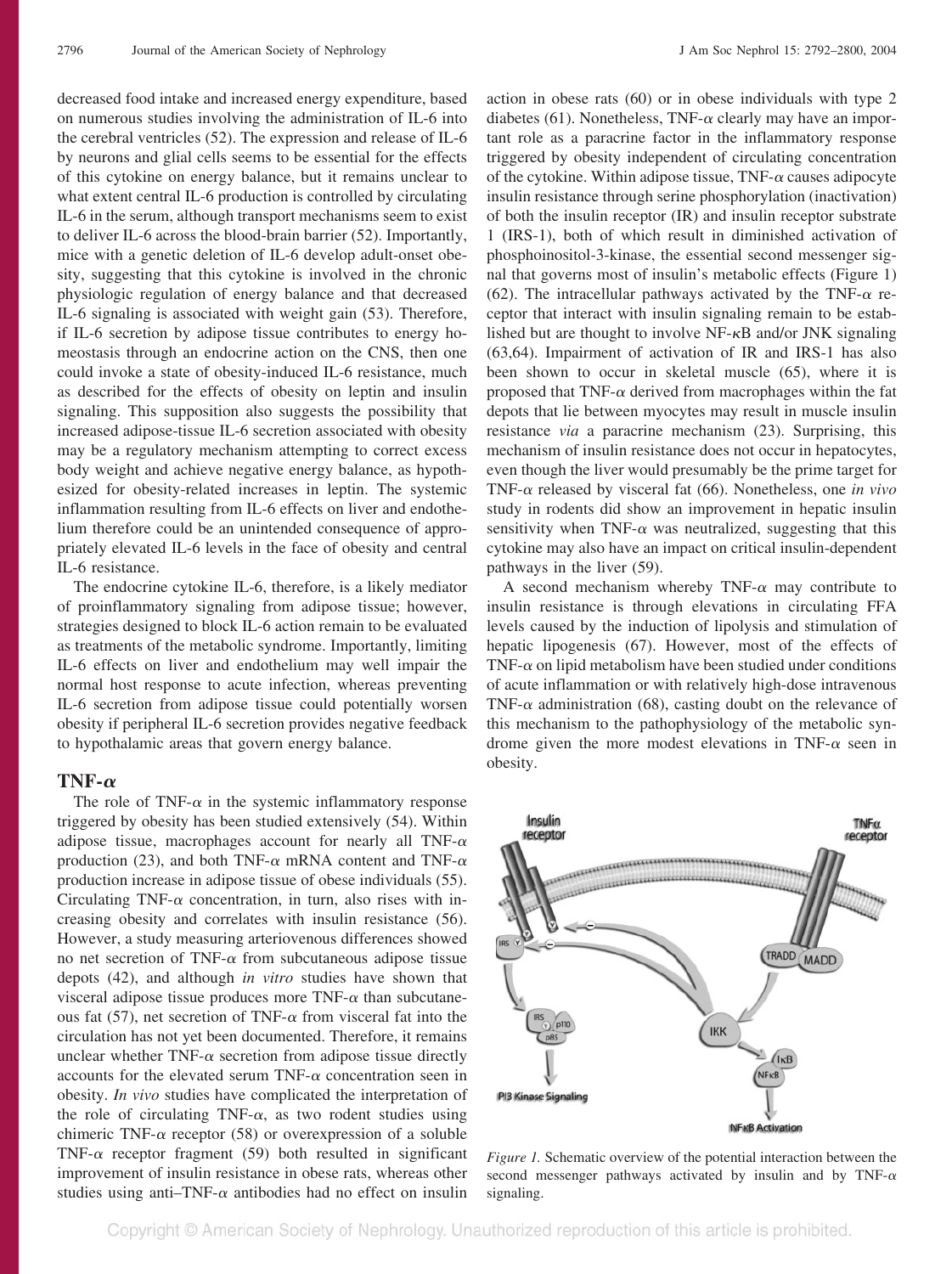decreased food intake and increased energy expenditure, based on numerous studies involving the administration of IL-6 into the cerebral ventricles (52). The expression and release of IL-6 by neurons and glial cells seems to be essential for the effects of this cytokine on energy balance, but it remains unclear to what extent central IL-6 production is controlled by circulating IL-6 in the serum, although transport mechanisms seem to exist to deliver IL-6 across the blood-brain barrier (52). Importantly, mice with a genetic deletion of IL-6 develop adult-onset obesity, suggesting that this cytokine is involved in the chronic physiologic regulation of energy balance and that decreased IL-6 signaling is associated with weight gain (53). Therefore, if IL-6 secretion by adipose tissue contributes to energy homeostasis through an endocrine action on the CNS, then one could invoke a state of obesity-induced IL-6 resistance, much as described for the effects of obesity on leptin and insulin signaling. This supposition also suggests the possibility that increased adipose-tissue IL-6 secretion associated with obesity may be a regulatory mechanism attempting to correct excess body weight and achieve negative energy balance, as hypothesized for obesity-related increases in leptin. The systemic inflammation resulting from IL-6 effects on liver and endothelium therefore could be an unintended consequence of appropriately elevated IL-6 levels in the face of obesity and central IL-6 resistance.

The endocrine cytokine IL-6, therefore, is a likely mediator of proinflammatory signaling from adipose tissue; however, strategies designed to block IL-6 action remain to be evaluated as treatments of the metabolic syndrome. Importantly, limiting IL-6 effects on liver and endothelium may well impair the normal host response to acute infection, whereas preventing IL-6 secretion from adipose tissue could potentially worsen obesity if peripheral IL-6 secretion provides negative feedback to hypothalamic areas that govern energy balance.

## TNF-$\alpha$

The role of TNF-$\alpha$ in the systemic inflammatory response triggered by obesity has been studied extensively (54). Within adipose tissue, macrophages account for nearly all TNF-$\alpha$ production (23), and both TNF-$\alpha$ mRNA content and TNF-$\alpha$ production increase in adipose tissue of obese individuals (55). Circulating TNF-$\alpha$ concentration, in turn, also rises with increasing obesity and correlates with insulin resistance (56). However, a study measuring arteriovenous differences showed no net secretion of TNF-$\alpha$ from subcutaneous adipose tissue depots (42), and although *in vitro* studies have shown that visceral adipose tissue produces more TNF-$\alpha$ than subcutaneous fat (57), net secretion of TNF-$\alpha$ from visceral fat into the circulation has not yet been documented. Therefore, it remains unclear whether TNF-$\alpha$ secretion from adipose tissue directly accounts for the elevated serum TNF-$\alpha$ concentration seen in obesity. *In vivo* studies have complicated the interpretation of the role of circulating TNF-$\alpha$, as two rodent studies using chimeric TNF-$\alpha$ receptor (58) or overexpression of a soluble TNF-$\alpha$ receptor fragment (59) both resulted in significant improvement of insulin resistance in obese rats, whereas other studies using anti–TNF-$\alpha$ antibodies had no effect on insulin action in obese rats (60) or in obese individuals with type 2 diabetes (61). Nonetheless, TNF-$\alpha$ clearly may have an important role as a paracrine factor in the inflammatory response triggered by obesity independent of circulating concentration of the cytokine. Within adipose tissue, TNF-$\alpha$ causes adipocyte insulin resistance through serine phosphorylation (inactivation) of both the insulin receptor (IR) and insulin receptor substrate 1 (IRS-1), both of which result in diminished activation of phosphoinositol-3-kinase, the essential second messenger signal that governs most of insulin's metabolic effects (Figure 1) (62). The intracellular pathways activated by the TNF-$\alpha$ receptor that interact with insulin signaling remain to be established but are thought to involve NF-$\kappa$B and/or JNK signaling (63,64). Impairment of activation of IR and IRS-1 has also been shown to occur in skeletal muscle (65), where it is proposed that TNF-$\alpha$ derived from macrophages within the fat depots that lie between myocytes may result in muscle insulin resistance *via* a paracrine mechanism (23). Surprising, this mechanism of insulin resistance does not occur in hepatocytes, even though the liver would presumably be the prime target for TNF-$\alpha$ released by visceral fat (66). Nonetheless, one *in vivo* study in rodents did show an improvement in hepatic insulin sensitivity when TNF-$\alpha$ was neutralized, suggesting that this cytokine may also have an impact on critical insulin-dependent pathways in the liver (59).

A second mechanism whereby TNF-$\alpha$ may contribute to insulin resistance is through elevations in circulating FFA levels caused by the induction of lipolysis and stimulation of hepatic lipogenesis (67). However, most of the effects of TNF-$\alpha$ on lipid metabolism have been studied under conditions of acute inflammation or with relatively high-dose intravenous TNF-$\alpha$ administration (68), casting doubt on the relevance of this mechanism to the pathophysiology of the metabolic syndrome given the more modest elevations in TNF-$\alpha$ seen in obesity.

*Figure 1.* Schematic overview of the potential interaction between the second messenger pathways activated by insulin and by TNF-$\alpha$ signaling.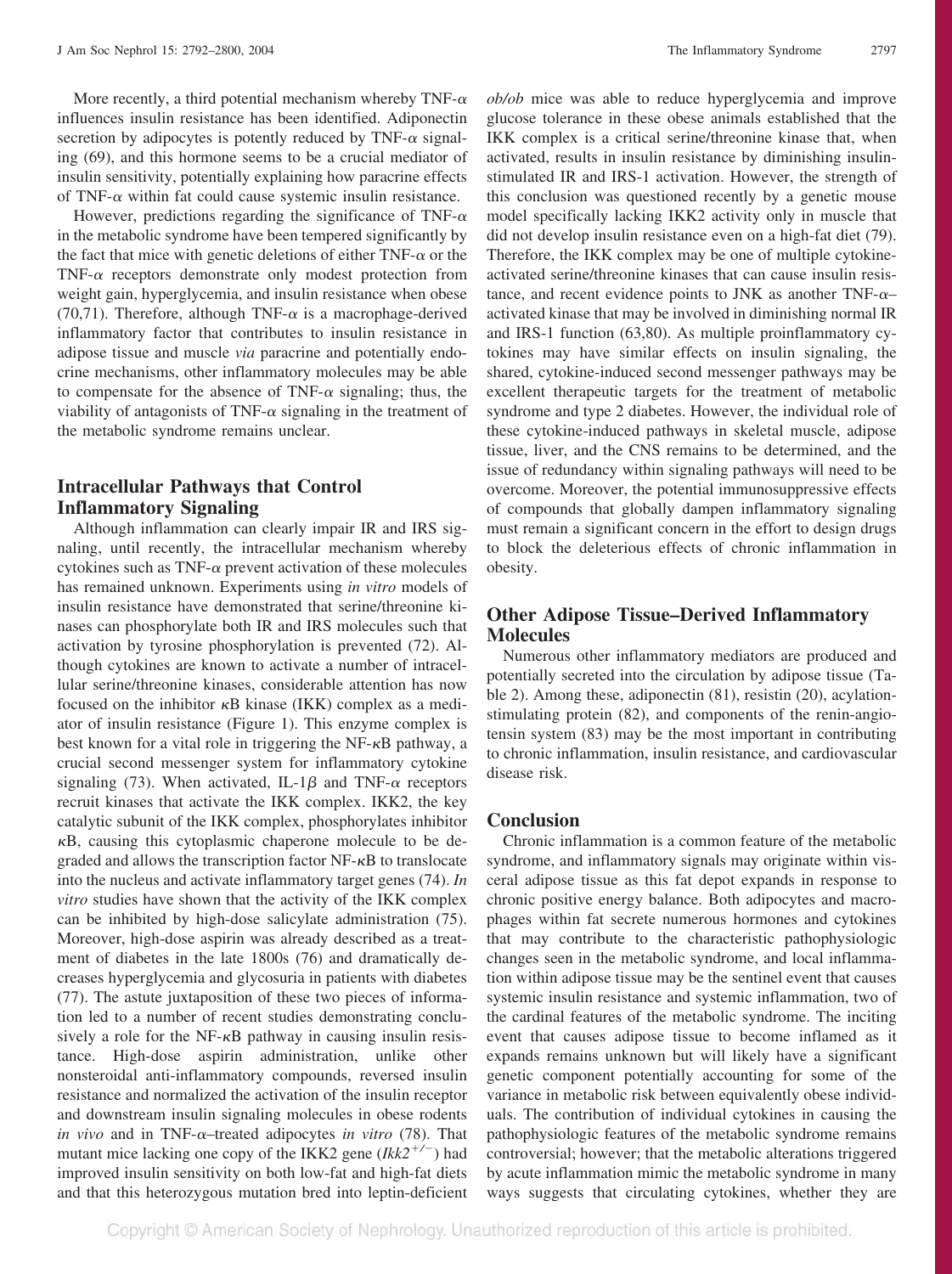More recently, a third potential mechanism whereby TNF-α influences insulin resistance has been identified. Adiponectin secretion by adipocytes is potently reduced by TNF-α signaling (69), and this hormone seems to be a crucial mediator of insulin sensitivity, potentially explaining how paracrine effects of TNF-α within fat could cause systemic insulin resistance.

However, predictions regarding the significance of TNF-α in the metabolic syndrome have been tempered significantly by the fact that mice with genetic deletions of either TNF-α or the TNF-α receptors demonstrate only modest protection from weight gain, hyperglycemia, and insulin resistance when obese (70,71). Therefore, although TNF-α is a macrophage-derived inflammatory factor that contributes to insulin resistance in adipose tissue and muscle *via* paracrine and potentially endocrine mechanisms, other inflammatory molecules may be able to compensate for the absence of TNF-α signaling; thus, the viability of antagonists of TNF-α signaling in the treatment of the metabolic syndrome remains unclear.

## Intracellular Pathways that Control Inflammatory Signaling

Although inflammation can clearly impair IR and IRS signaling, until recently, the intracellular mechanism whereby cytokines such as TNF-α prevent activation of these molecules has remained unknown. Experiments using *in vitro* models of insulin resistance have demonstrated that serine/threonine kinases can phosphorylate both IR and IRS molecules such that activation by tyrosine phosphorylation is prevented (72). Although cytokines are known to activate a number of intracellular serine/threonine kinases, considerable attention has now focused on the inhibitor κB kinase (IKK) complex as a mediator of insulin resistance (Figure 1). This enzyme complex is best known for a vital role in triggering the NF-κB pathway, a crucial second messenger system for inflammatory cytokine signaling (73). When activated, IL-1β and TNF-α receptors recruit kinases that activate the IKK complex. IKK2, the key catalytic subunit of the IKK complex, phosphorylates inhibitor κB, causing this cytoplasmic chaperone molecule to be degraded and allows the transcription factor NF-κB to translocate into the nucleus and activate inflammatory target genes (74). *In vitro* studies have shown that the activity of the IKK complex can be inhibited by high-dose salicylate administration (75). Moreover, high-dose aspirin was already described as a treatment of diabetes in the late 1800s (76) and dramatically decreases hyperglycemia and glycosuria in patients with diabetes (77). The astute juxtaposition of these two pieces of information led to a number of recent studies demonstrating conclusively a role for the NF-κB pathway in causing insulin resistance. High-dose aspirin administration, unlike other nonsteroidal anti-inflammatory compounds, reversed insulin resistance and normalized the activation of the insulin receptor and downstream insulin signaling molecules in obese rodents *in vivo* and in TNF-α–treated adipocytes *in vitro* (78). That mutant mice lacking one copy of the IKK2 gene ($Ikk2^{+/-}$) had improved insulin sensitivity on both low-fat and high-fat diets and that this heterozygous mutation bred into leptin-deficient *ob/ob* mice was able to reduce hyperglycemia and improve glucose tolerance in these obese animals established that the IKK complex is a critical serine/threonine kinase that, when activated, results in insulin resistance by diminishing insulin-stimulated IR and IRS-1 activation. However, the strength of this conclusion was questioned recently by a genetic mouse model specifically lacking IKK2 activity only in muscle that did not develop insulin resistance even on a high-fat diet (79). Therefore, the IKK complex may be one of multiple cytokine-activated serine/threonine kinases that can cause insulin resistance, and recent evidence points to JNK as another TNF-α–activated kinase that may be involved in diminishing normal IR and IRS-1 function (63,80). As multiple proinflammatory cytokines may have similar effects on insulin signaling, the shared, cytokine-induced second messenger pathways may be excellent therapeutic targets for the treatment of metabolic syndrome and type 2 diabetes. However, the individual role of these cytokine-induced pathways in skeletal muscle, adipose tissue, liver, and the CNS remains to be determined, and the issue of redundancy within signaling pathways will need to be overcome. Moreover, the potential immunosuppressive effects of compounds that globally dampen inflammatory signaling must remain a significant concern in the effort to design drugs to block the deleterious effects of chronic inflammation in obesity.

## Other Adipose Tissue–Derived Inflammatory Molecules

Numerous other inflammatory mediators are produced and potentially secreted into the circulation by adipose tissue (Table 2). Among these, adiponectin (81), resistin (20), acylation-stimulating protein (82), and components of the renin-angiotensin system (83) may be the most important in contributing to chronic inflammation, insulin resistance, and cardiovascular disease risk.

## Conclusion

Chronic inflammation is a common feature of the metabolic syndrome, and inflammatory signals may originate within visceral adipose tissue as this fat depot expands in response to chronic positive energy balance. Both adipocytes and macrophages within fat secrete numerous hormones and cytokines that may contribute to the characteristic pathophysiologic changes seen in the metabolic syndrome, and local inflammation within adipose tissue may be the sentinel event that causes systemic insulin resistance and systemic inflammation, two of the cardinal features of the metabolic syndrome. The inciting event that causes adipose tissue to become inflamed as it expands remains unknown but will likely have a significant genetic component potentially accounting for some of the variance in metabolic risk between equivalently obese individuals. The contribution of individual cytokines in causing the pathophysiologic features of the metabolic syndrome remains controversial; however, that the metabolic alterations triggered by acute inflammation mimic the metabolic syndrome in many ways suggests that circulating cytokines, whether they are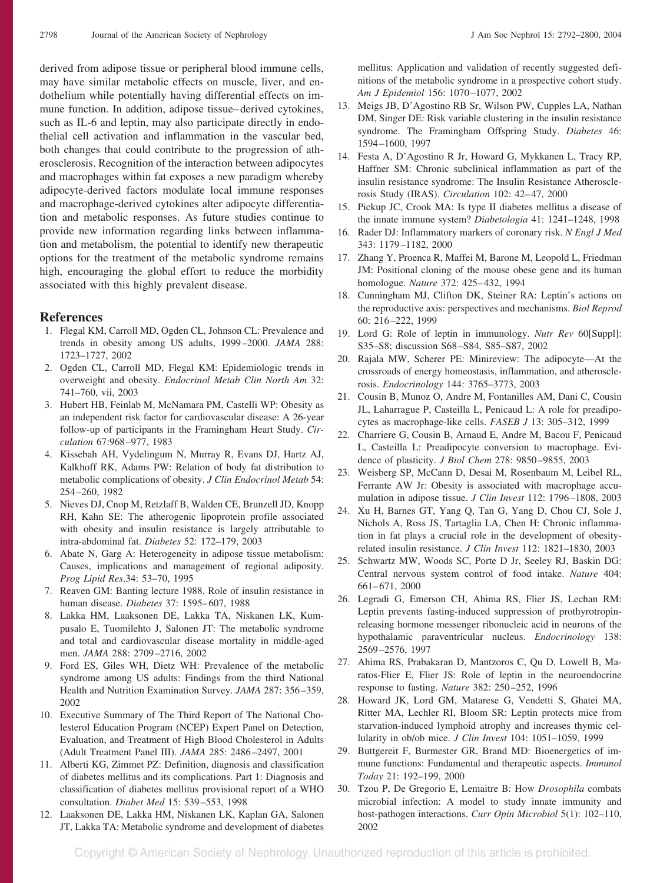derived from adipose tissue or peripheral blood immune cells, may have similar metabolic effects on muscle, liver, and endothelium while potentially having differential effects on immune function. In addition, adipose tissue–derived cytokines, such as IL-6 and leptin, may also participate directly in endothelial cell activation and inflammation in the vascular bed, both changes that could contribute to the progression of atherosclerosis. Recognition of the interaction between adipocytes and macrophages within fat exposes a new paradigm whereby adipocyte-derived factors modulate local immune responses and macrophage-derived cytokines alter adipocyte differentiation and metabolic responses. As future studies continue to provide new information regarding links between inflammation and metabolism, the potential to identify new therapeutic options for the treatment of the metabolic syndrome remains high, encouraging the global effort to reduce the morbidity associated with this highly prevalent disease.

## References

1. Flegal KM, Carroll MD, Ogden CL, Johnson CL: Prevalence and trends in obesity among US adults, 1999–2000. *JAMA* 288: 1723–1727, 2002
2. Ogden CL, Carroll MD, Flegal KM: Epidemiologic trends in overweight and obesity. *Endocrinol Metab Clin North Am* 32: 741–760, vii, 2003
3. Hubert HB, Feinlab M, McNamara PM, Castelli WP: Obesity as an independent risk factor for cardiovascular disease: A 26-year follow-up of participants in the Framingham Heart Study. *Circulation* 67:968–977, 1983
4. Kissebah AH, Vydelingum N, Murray R, Evans DJ, Hartz AJ, Kalkhoff RK, Adams PW: Relation of body fat distribution to metabolic complications of obesity. *J Clin Endocrinol Metab* 54: 254–260, 1982
5. Nieves DJ, Cnop M, Retzlaff B, Walden CE, Brunzell JD, Knopp RH, Kahn SE: The atherogenic lipoprotein profile associated with obesity and insulin resistance is largely attributable to intra-abdominal fat. *Diabetes* 52: 172–179, 2003
6. Abate N, Garg A: Heterogeneity in adipose tissue metabolism: Causes, implications and management of regional adiposity. *Prog Lipid Res*.34: 53–70, 1995
7. Reaven GM: Banting lecture 1988. Role of insulin resistance in human disease. *Diabetes* 37: 1595–607, 1988
8. Lakka HM, Laaksonen DE, Lakka TA, Niskanen LK, Kumpusalo E, Tuomilehto J, Salonen JT: The metabolic syndrome and total and cardiovascular disease mortality in middle-aged men. *JAMA* 288: 2709–2716, 2002
9. Ford ES, Giles WH, Dietz WH: Prevalence of the metabolic syndrome among US adults: Findings from the third National Health and Nutrition Examination Survey. *JAMA* 287: 356–359, 2002
10. Executive Summary of The Third Report of The National Cholesterol Education Program (NCEP) Expert Panel on Detection, Evaluation, and Treatment of High Blood Cholesterol in Adults (Adult Treatment Panel III). *JAMA* 285: 2486–2497, 2001
11. Alberti KG, Zimmet PZ: Definition, diagnosis and classification of diabetes mellitus and its complications. Part 1: Diagnosis and classification of diabetes mellitus provisional report of a WHO consultation. *Diabet Med* 15: 539–553, 1998
12. Laaksonen DE, Lakka HM, Niskanen LK, Kaplan GA, Salonen JT, Lakka TA: Metabolic syndrome and development of diabetes mellitus: Application and validation of recently suggested definitions of the metabolic syndrome in a prospective cohort study. *Am J Epidemiol* 156: 1070–1077, 2002
13. Meigs JB, D'Agostino RB Sr, Wilson PW, Cupples LA, Nathan DM, Singer DE: Risk variable clustering in the insulin resistance syndrome. The Framingham Offspring Study. *Diabetes* 46: 1594–1600, 1997
14. Festa A, D'Agostino R Jr, Howard G, Mykkanen L, Tracy RP, Haffner SM: Chronic subclinical inflammation as part of the insulin resistance syndrome: The Insulin Resistance Atherosclerosis Study (IRAS). *Circulation* 102: 42–47, 2000
15. Pickup JC, Crook MA: Is type II diabetes mellitus a disease of the innate immune system? *Diabetologia* 41: 1241–1248, 1998
16. Rader DJ: Inflammatory markers of coronary risk. *N Engl J Med* 343: 1179–1182, 2000
17. Zhang Y, Proenca R, Maffei M, Barone M, Leopold L, Friedman JM: Positional cloning of the mouse obese gene and its human homologue. *Nature* 372: 425–432, 1994
18. Cunningham MJ, Clifton DK, Steiner RA: Leptin's actions on the reproductive axis: perspectives and mechanisms. *Biol Reprod* 60: 216–222, 1999
19. Lord G: Role of leptin in immunology. *Nutr Rev* 60[Suppl]: S35–S8; discussion S68–S84, S85–S87, 2002
20. Rajala MW, Scherer PE: Minireview: The adipocyte—At the crossroads of energy homeostasis, inflammation, and atherosclerosis. *Endocrinology* 144: 3765–3773, 2003
21. Cousin B, Munoz O, Andre M, Fontanilles AM, Dani C, Cousin JL, Laharrague P, Casteilla L, Penicaud L: A role for preadipocytes as macrophage-like cells. *FASEB J* 13: 305–312, 1999
22. Charriere G, Cousin B, Arnaud E, Andre M, Bacou F, Penicaud L, Casteilla L: Preadipocyte conversion to macrophage. Evidence of plasticity. *J Biol Chem* 278: 9850–9855, 2003
23. Weisberg SP, McCann D, Desai M, Rosenbaum M, Leibel RL, Ferrante AW Jr: Obesity is associated with macrophage accumulation in adipose tissue. *J Clin Invest* 112: 1796–1808, 2003
24. Xu H, Barnes GT, Yang Q, Tan G, Yang D, Chou CJ, Sole J, Nichols A, Ross JS, Tartaglia LA, Chen H: Chronic inflammation in fat plays a crucial role in the development of obesity-related insulin resistance. *J Clin Invest* 112: 1821–1830, 2003
25. Schwartz MW, Woods SC, Porte D Jr, Seeley RJ, Baskin DG: Central nervous system control of food intake. *Nature* 404: 661–671, 2000
26. Legradi G, Emerson CH, Ahima RS, Flier JS, Lechan RM: Leptin prevents fasting-induced suppression of prothyrotropin-releasing hormone messenger ribonucleic acid in neurons of the hypothalamic paraventricular nucleus. *Endocrinology* 138: 2569–2576, 1997
27. Ahima RS, Prabakaran D, Mantzoros C, Qu D, Lowell B, Maratos-Flier E, Flier JS: Role of leptin in the neuroendocrine response to fasting. *Nature* 382: 250–252, 1996
28. Howard JK, Lord GM, Matarese G, Vendetti S, Ghatei MA, Ritter MA, Lechler RI, Bloom SR: Leptin protects mice from starvation-induced lymphoid atrophy and increases thymic cellularity in ob/ob mice. *J Clin Invest* 104: 1051–1059, 1999
29. Buttgereit F, Burmester GR, Brand MD: Bioenergetics of immune functions: Fundamental and therapeutic aspects. *Immunol Today* 21: 192–199, 2000
30. Tzou P, De Gregorio E, Lemaitre B: How *Drosophila* combats microbial infection: A model to study innate immunity and host-pathogen interactions. *Curr Opin Microbiol* 5(1): 102–110, 2002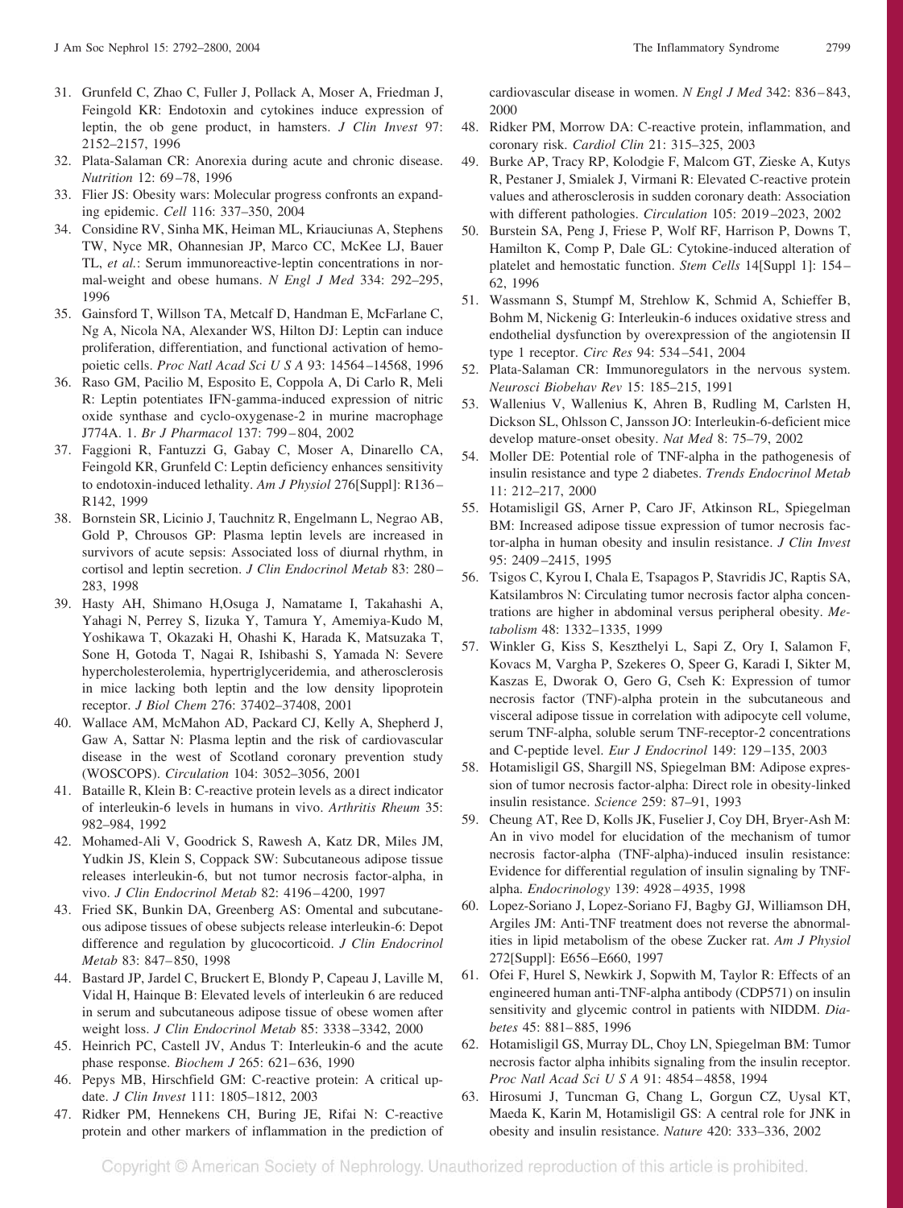31. Grunfeld C, Zhao C, Fuller J, Pollack A, Moser A, Friedman J, Feingold KR: Endotoxin and cytokines induce expression of leptin, the ob gene product, in hamsters. *J Clin Invest* 97: 2152–2157, 1996
32. Plata-Salaman CR: Anorexia during acute and chronic disease. *Nutrition* 12: 69–78, 1996
33. Flier JS: Obesity wars: Molecular progress confronts an expanding epidemic. *Cell* 116: 337–350, 2004
34. Considine RV, Sinha MK, Heiman ML, Kriauciunas A, Stephens TW, Nyce MR, Ohannesian JP, Marco CC, McKee LJ, Bauer TL, *et al.*: Serum immunoreactive-leptin concentrations in normal-weight and obese humans. *N Engl J Med* 334: 292–295, 1996
35. Gainsford T, Willson TA, Metcalf D, Handman E, McFarlane C, Ng A, Nicola NA, Alexander WS, Hilton DJ: Leptin can induce proliferation, differentiation, and functional activation of hemopoietic cells. *Proc Natl Acad Sci U S A* 93: 14564–14568, 1996
36. Raso GM, Pacilio M, Esposito E, Coppola A, Di Carlo R, Meli R: Leptin potentiates IFN-gamma-induced expression of nitric oxide synthase and cyclo-oxygenase-2 in murine macrophage J774A. 1. *Br J Pharmacol* 137: 799–804, 2002
37. Faggioni R, Fantuzzi G, Gabay C, Moser A, Dinarello CA, Feingold KR, Grunfeld C: Leptin deficiency enhances sensitivity to endotoxin-induced lethality. *Am J Physiol* 276[Suppl]: R136–R142, 1999
38. Bornstein SR, Licinio J, Tauchnitz R, Engelmann L, Negrao AB, Gold P, Chrousos GP: Plasma leptin levels are increased in survivors of acute sepsis: Associated loss of diurnal rhythm, in cortisol and leptin secretion. *J Clin Endocrinol Metab* 83: 280–283, 1998
39. Hasty AH, Shimano H,Osuga J, Namatame I, Takahashi A, Yahagi N, Perrey S, Iizuka Y, Tamura Y, Amemiya-Kudo M, Yoshikawa T, Okazaki H, Ohashi K, Harada K, Matsuzaka T, Sone H, Gotoda T, Nagai R, Ishibashi S, Yamada N: Severe hypercholesterolemia, hypertriglyceridemia, and atherosclerosis in mice lacking both leptin and the low density lipoprotein receptor. *J Biol Chem* 276: 37402–37408, 2001
40. Wallace AM, McMahon AD, Packard CJ, Kelly A, Shepherd J, Gaw A, Sattar N: Plasma leptin and the risk of cardiovascular disease in the west of Scotland coronary prevention study (WOSCOPS). *Circulation* 104: 3052–3056, 2001
41. Bataille R, Klein B: C-reactive protein levels as a direct indicator of interleukin-6 levels in humans in vivo. *Arthritis Rheum* 35: 982–984, 1992
42. Mohamed-Ali V, Goodrick S, Rawesh A, Katz DR, Miles JM, Yudkin JS, Klein S, Coppack SW: Subcutaneous adipose tissue releases interleukin-6, but not tumor necrosis factor-alpha, in vivo. *J Clin Endocrinol Metab* 82: 4196–4200, 1997
43. Fried SK, Bunkin DA, Greenberg AS: Omental and subcutaneous adipose tissues of obese subjects release interleukin-6: Depot difference and regulation by glucocorticoid. *J Clin Endocrinol Metab* 83: 847–850, 1998
44. Bastard JP, Jardel C, Bruckert E, Blondy P, Capeau J, Laville M, Vidal H, Hainque B: Elevated levels of interleukin 6 are reduced in serum and subcutaneous adipose tissue of obese women after weight loss. *J Clin Endocrinol Metab* 85: 3338–3342, 2000
45. Heinrich PC, Castell JV, Andus T: Interleukin-6 and the acute phase response. *Biochem J* 265: 621–636, 1990
46. Pepys MB, Hirschfield GM: C-reactive protein: A critical update. *J Clin Invest* 111: 1805–1812, 2003
47. Ridker PM, Hennekens CH, Buring JE, Rifai N: C-reactive protein and other markers of inflammation in the prediction of cardiovascular disease in women. *N Engl J Med* 342: 836–843, 2000
48. Ridker PM, Morrow DA: C-reactive protein, inflammation, and coronary risk. *Cardiol Clin* 21: 315–325, 2003
49. Burke AP, Tracy RP, Kolodgie F, Malcom GT, Zieske A, Kutys R, Pestaner J, Smialek J, Virmani R: Elevated C-reactive protein values and atherosclerosis in sudden coronary death: Association with different pathologies. *Circulation* 105: 2019–2023, 2002
50. Burstein SA, Peng J, Friese P, Wolf RF, Harrison P, Downs T, Hamilton K, Comp P, Dale GL: Cytokine-induced alteration of platelet and hemostatic function. *Stem Cells* 14[Suppl 1]: 154–62, 1996
51. Wassmann S, Stumpf M, Strehlow K, Schmid A, Schieffer B, Bohm M, Nickenig G: Interleukin-6 induces oxidative stress and endothelial dysfunction by overexpression of the angiotensin II type 1 receptor. *Circ Res* 94: 534–541, 2004
52. Plata-Salaman CR: Immunoregulators in the nervous system. *Neurosci Biobehav Rev* 15: 185–215, 1991
53. Wallenius V, Wallenius K, Ahren B, Rudling M, Carlsten H, Dickson SL, Ohlsson C, Jansson JO: Interleukin-6-deficient mice develop mature-onset obesity. *Nat Med* 8: 75–79, 2002
54. Moller DE: Potential role of TNF-alpha in the pathogenesis of insulin resistance and type 2 diabetes. *Trends Endocrinol Metab* 11: 212–217, 2000
55. Hotamisligil GS, Arner P, Caro JF, Atkinson RL, Spiegelman BM: Increased adipose tissue expression of tumor necrosis factor-alpha in human obesity and insulin resistance. *J Clin Invest* 95: 2409–2415, 1995
56. Tsigos C, Kyrou I, Chala E, Tsapagos P, Stavridis JC, Raptis SA, Katsilambros N: Circulating tumor necrosis factor alpha concentrations are higher in abdominal versus peripheral obesity. *Metabolism* 48: 1332–1335, 1999
57. Winkler G, Kiss S, Keszthelyi L, Sapi Z, Ory I, Salamon F, Kovacs M, Vargha P, Szekeres O, Speer G, Karadi I, Sikter M, Kaszas E, Dworak O, Gero G, Cseh K: Expression of tumor necrosis factor (TNF)-alpha protein in the subcutaneous and visceral adipose tissue in correlation with adipocyte cell volume, serum TNF-alpha, soluble serum TNF-receptor-2 concentrations and C-peptide level. *Eur J Endocrinol* 149: 129–135, 2003
58. Hotamisligil GS, Shargill NS, Spiegelman BM: Adipose expression of tumor necrosis factor-alpha: Direct role in obesity-linked insulin resistance. *Science* 259: 87–91, 1993
59. Cheung AT, Ree D, Kolls JK, Fuselier J, Coy DH, Bryer-Ash M: An in vivo model for elucidation of the mechanism of tumor necrosis factor-alpha (TNF-alpha)-induced insulin resistance: Evidence for differential regulation of insulin signaling by TNF-alpha. *Endocrinology* 139: 4928–4935, 1998
60. Lopez-Soriano J, Lopez-Soriano FJ, Bagby GJ, Williamson DH, Argiles JM: Anti-TNF treatment does not reverse the abnormalities in lipid metabolism of the obese Zucker rat. *Am J Physiol* 272[Suppl]: E656–E660, 1997
61. Ofei F, Hurel S, Newkirk J, Sopwith M, Taylor R: Effects of an engineered human anti-TNF-alpha antibody (CDP571) on insulin sensitivity and glycemic control in patients with NIDDM. *Diabetes* 45: 881–885, 1996
62. Hotamisligil GS, Murray DL, Choy LN, Spiegelman BM: Tumor necrosis factor alpha inhibits signaling from the insulin receptor. *Proc Natl Acad Sci U S A* 91: 4854–4858, 1994
63. Hirosumi J, Tuncman G, Chang L, Gorgun CZ, Uysal KT, Maeda K, Karin M, Hotamisligil GS: A central role for JNK in obesity and insulin resistance. *Nature* 420: 333–336, 2002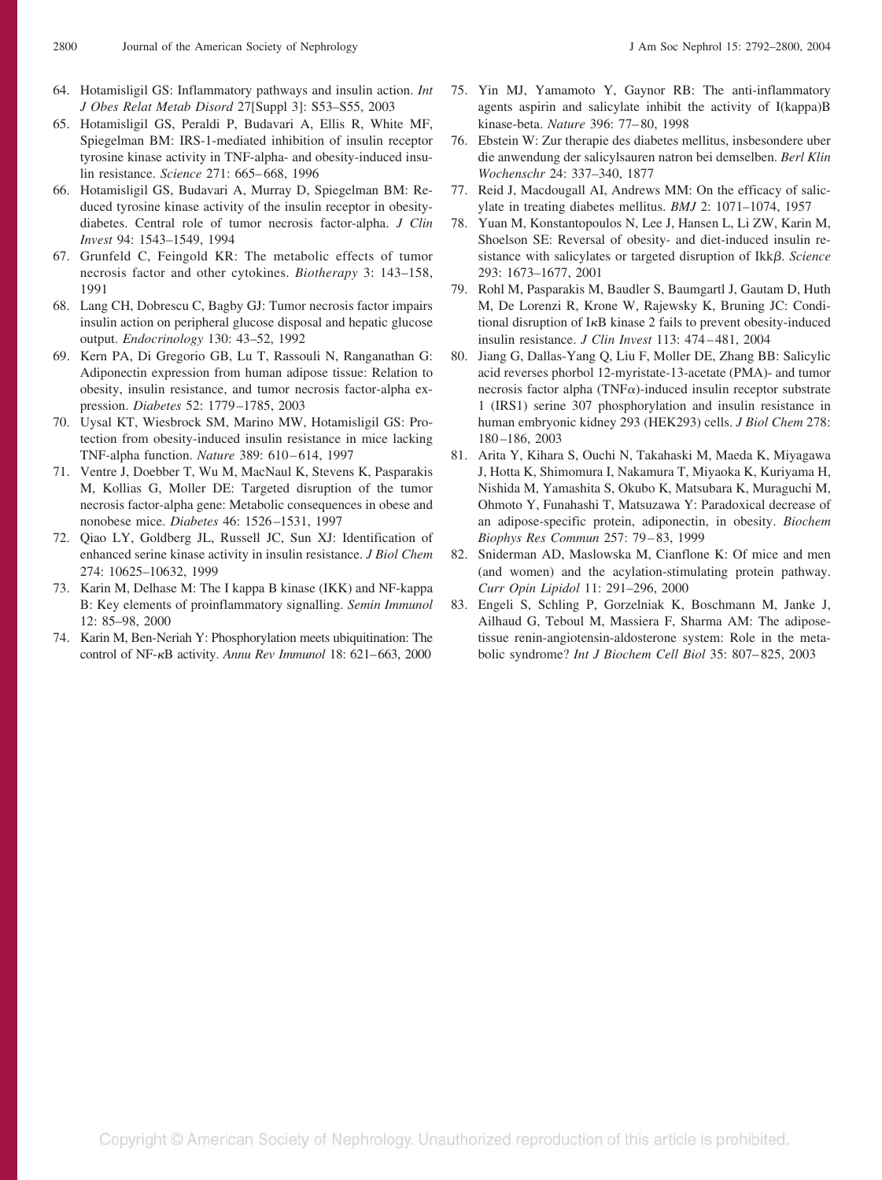64. Hotamisligil GS: Inflammatory pathways and insulin action. *Int J Obes Relat Metab Disord* 27[Suppl 3]: S53–S55, 2003
65. Hotamisligil GS, Peraldi P, Budavari A, Ellis R, White MF, Spiegelman BM: IRS-1-mediated inhibition of insulin receptor tyrosine kinase activity in TNF-alpha- and obesity-induced insulin resistance. *Science* 271: 665–668, 1996
66. Hotamisligil GS, Budavari A, Murray D, Spiegelman BM: Reduced tyrosine kinase activity of the insulin receptor in obesity-diabetes. Central role of tumor necrosis factor-alpha. *J Clin Invest* 94: 1543–1549, 1994
67. Grunfeld C, Feingold KR: The metabolic effects of tumor necrosis factor and other cytokines. *Biotherapy* 3: 143–158, 1991
68. Lang CH, Dobrescu C, Bagby GJ: Tumor necrosis factor impairs insulin action on peripheral glucose disposal and hepatic glucose output. *Endocrinology* 130: 43–52, 1992
69. Kern PA, Di Gregorio GB, Lu T, Rassouli N, Ranganathan G: Adiponectin expression from human adipose tissue: Relation to obesity, insulin resistance, and tumor necrosis factor-alpha expression. *Diabetes* 52: 1779–1785, 2003
70. Uysal KT, Wiesbrock SM, Marino MW, Hotamisligil GS: Protection from obesity-induced insulin resistance in mice lacking TNF-alpha function. *Nature* 389: 610–614, 1997
71. Ventre J, Doebber T, Wu M, MacNaul K, Stevens K, Pasparakis M, Kollias G, Moller DE: Targeted disruption of the tumor necrosis factor-alpha gene: Metabolic consequences in obese and nonobese mice. *Diabetes* 46: 1526–1531, 1997
72. Qiao LY, Goldberg JL, Russell JC, Sun XJ: Identification of enhanced serine kinase activity in insulin resistance. *J Biol Chem* 274: 10625–10632, 1999
73. Karin M, Delhase M: The I kappa B kinase (IKK) and NF-kappa B: Key elements of proinflammatory signalling. *Semin Immunol* 12: 85–98, 2000
74. Karin M, Ben-Neriah Y: Phosphorylation meets ubiquitination: The control of NF-κB activity. *Annu Rev Immunol* 18: 621–663, 2000
75. Yin MJ, Yamamoto Y, Gaynor RB: The anti-inflammatory agents aspirin and salicylate inhibit the activity of I(kappa)B kinase-beta. *Nature* 396: 77–80, 1998
76. Ebstein W: Zur therapie des diabetes mellitus, insbesondere uber die anwendung der salicylsauren natron bei demselben. *Berl Klin Wochenschr* 24: 337–340, 1877
77. Reid J, Macdougall AI, Andrews MM: On the efficacy of salicylate in treating diabetes mellitus. *BMJ* 2: 1071–1074, 1957
78. Yuan M, Konstantopoulos N, Lee J, Hansen L, Li ZW, Karin M, Shoelson SE: Reversal of obesity- and diet-induced insulin resistance with salicylates or targeted disruption of Ikkβ. *Science* 293: 1673–1677, 2001
79. Rohl M, Pasparakis M, Baudler S, Baumgartl J, Gautam D, Huth M, De Lorenzi R, Krone W, Rajewsky K, Bruning JC: Conditional disruption of IκB kinase 2 fails to prevent obesity-induced insulin resistance. *J Clin Invest* 113: 474–481, 2004
80. Jiang G, Dallas-Yang Q, Liu F, Moller DE, Zhang BB: Salicylic acid reverses phorbol 12-myristate-13-acetate (PMA)- and tumor necrosis factor alpha (TNFα)-induced insulin receptor substrate 1 (IRS1) serine 307 phosphorylation and insulin resistance in human embryonic kidney 293 (HEK293) cells. *J Biol Chem* 278: 180–186, 2003
81. Arita Y, Kihara S, Ouchi N, Takahaski M, Maeda K, Miyagawa J, Hotta K, Shimomura I, Nakamura T, Miyaoka K, Kuriyama H, Nishida M, Yamashita S, Okubo K, Matsubara K, Muraguchi M, Ohmoto Y, Funahashi T, Matsuzawa Y: Paradoxical decrease of an adipose-specific protein, adiponectin, in obesity. *Biochem Biophys Res Commun* 257: 79–83, 1999
82. Sniderman AD, Maslowska M, Cianflone K: Of mice and men (and women) and the acylation-stimulating protein pathway. *Curr Opin Lipidol* 11: 291–296, 2000
83. Engeli S, Schling P, Gorzelniak K, Boschmann M, Janke J, Ailhaud G, Teboul M, Massiera F, Sharma AM: The adipose-tissue renin-angiotensin-aldosterone system: Role in the metabolic syndrome? *Int J Biochem Cell Biol* 35: 807–825, 2003